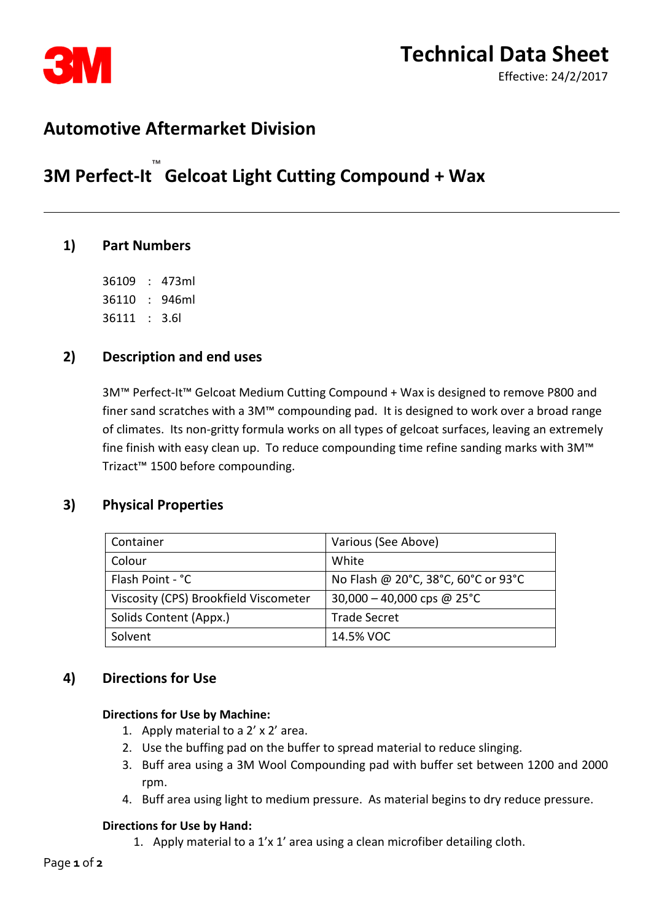**3M**

# Technical Data Sheet

Effective: 24/2/2017

## Automotive Aftermarket Division

## 3M Perfect-It™ Gelcoat Light Cutting Compound + Wax

---

### 1) Part Numbers

36109 : 473ml
36110 : 946ml
36111 : 3.6l

### 2) Description and end uses

3M™ Perfect-It™ Gelcoat Medium Cutting Compound + Wax is designed to remove P800 and finer sand scratches with a 3M™ compounding pad. It is designed to work over a broad range of climates. Its non-gritty formula works on all types of gelcoat surfaces, leaving an extremely fine finish with easy clean up. To reduce compounding time refine sanding marks with 3M™ Trizact™ 1500 before compounding.

### 3) Physical Properties

| Property | Value |
|---|---|
| Container | Various (See Above) |
| Colour | White |
| Flash Point - °C | No Flash @ 20°C, 38°C, 60°C or 93°C |
| Viscosity (CPS) Brookfield Viscometer | 30,000 – 40,000 cps @ 25°C |
| Solids Content (Appx.) | Trade Secret |
| Solvent | 14.5% VOC |

### 4) Directions for Use

**Directions for Use by Machine:**

1. Apply material to a 2' x 2' area.
2. Use the buffing pad on the buffer to spread material to reduce slinging.
3. Buff area using a 3M Wool Compounding pad with buffer set between 1200 and 2000 rpm.
4. Buff area using light to medium pressure. As material begins to dry reduce pressure.

**Directions for Use by Hand:**

1. Apply material to a 1'x 1' area using a clean microfiber detailing cloth.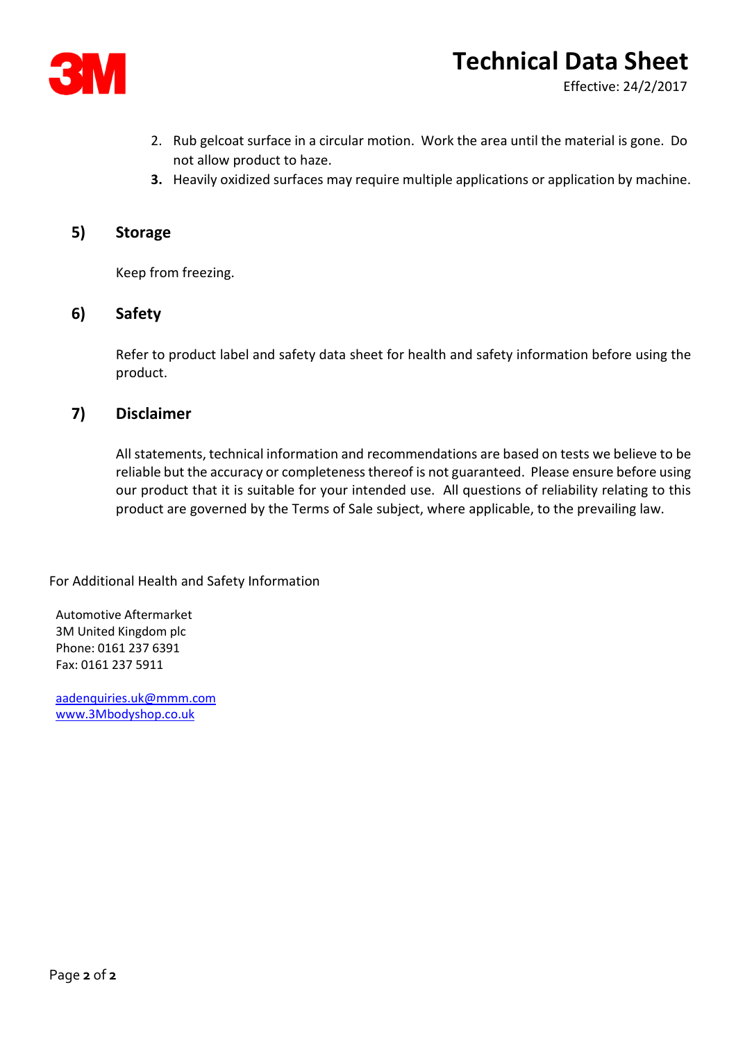2. Rub gelcoat surface in a circular motion. Work the area until the material is gone. Do not allow product to haze.
3. Heavily oxidized surfaces may require multiple applications or application by machine.

## 5) Storage

Keep from freezing.

## 6) Safety

Refer to product label and safety data sheet for health and safety information before using the product.

## 7) Disclaimer

All statements, technical information and recommendations are based on tests we believe to be reliable but the accuracy or completeness thereof is not guaranteed. Please ensure before using our product that it is suitable for your intended use. All questions of reliability relating to this product are governed by the Terms of Sale subject, where applicable, to the prevailing law.

For Additional Health and Safety Information

Automotive Aftermarket
3M United Kingdom plc
Phone: 0161 237 6391
Fax: 0161 237 5911

aadenquiries.uk@mmm.com
www.3Mbodyshop.co.uk